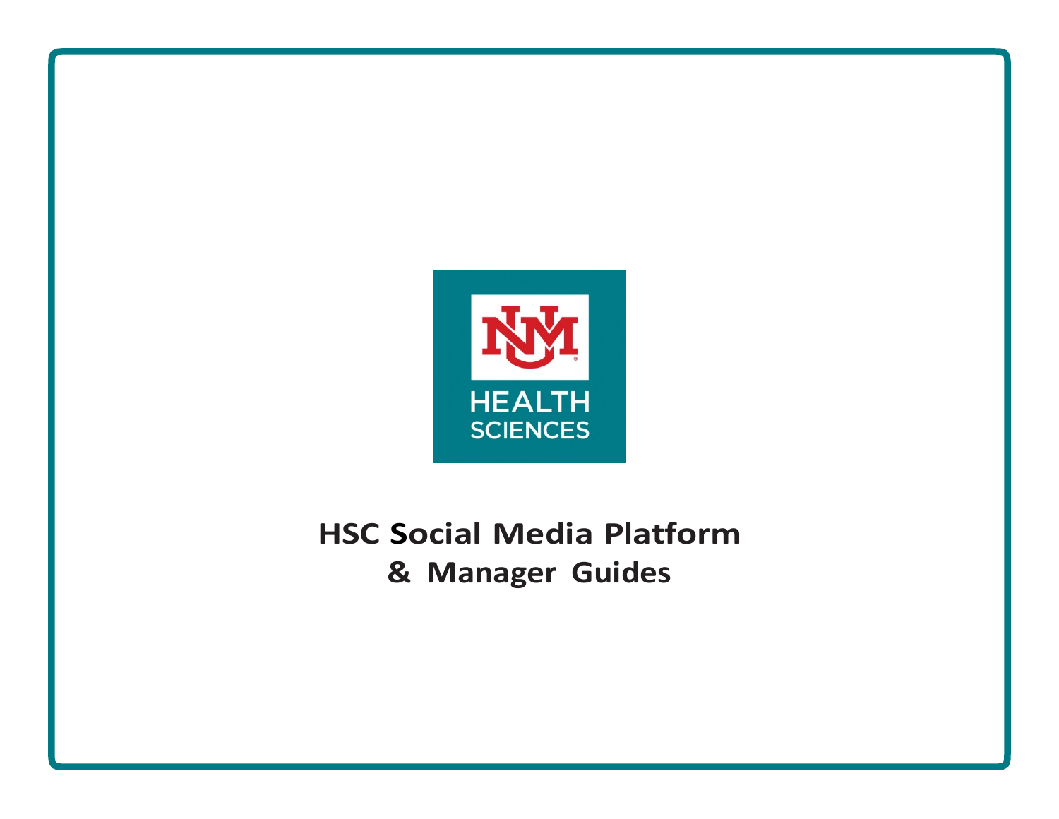UNM HEALTH SCIENCES

# HSC Social Media Platform & Manager Guides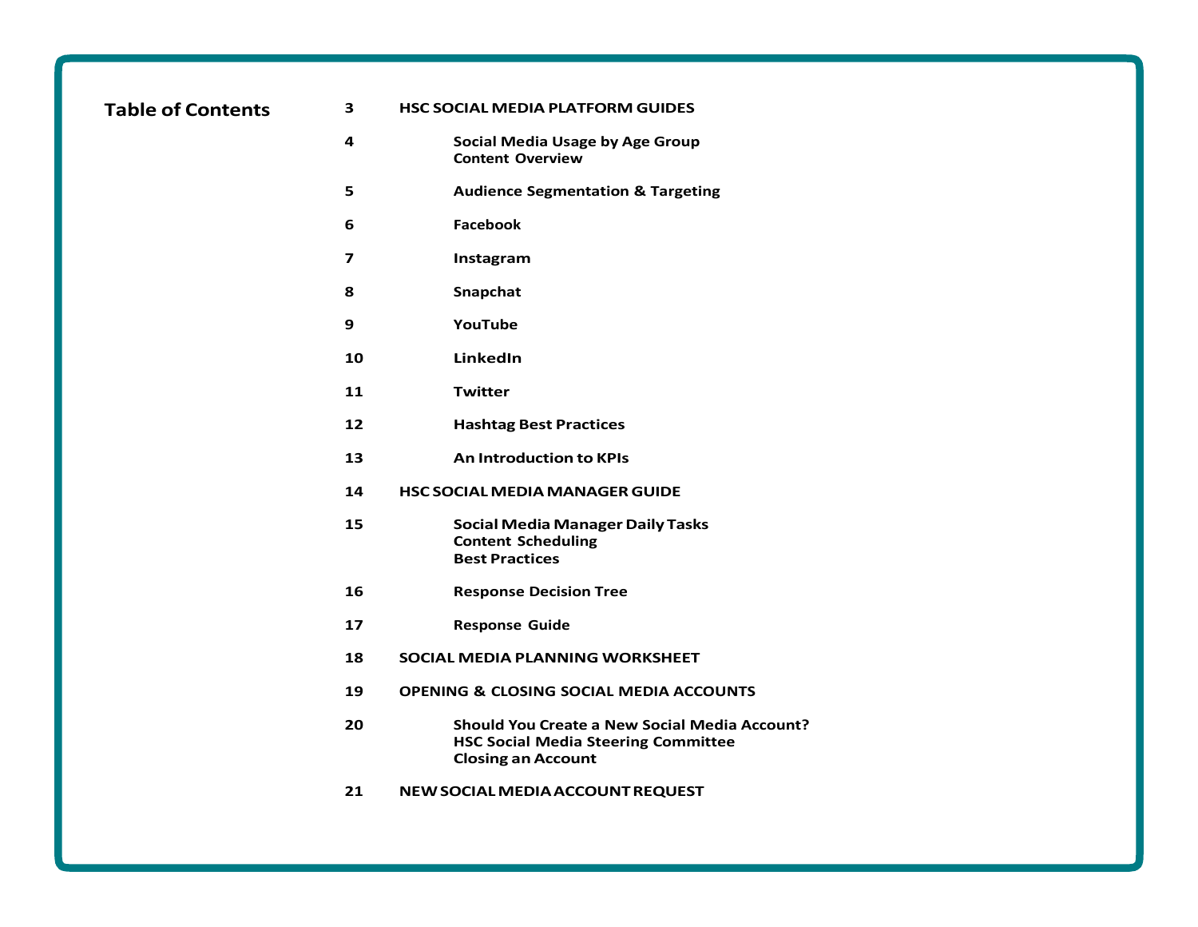## Table of Contents

| | |
|---|---|
| 3 | **HSC SOCIAL MEDIA PLATFORM GUIDES** |
| 4 | Social Media Usage by Age Group<br>Content Overview |
| 5 | Audience Segmentation & Targeting |
| 6 | Facebook |
| 7 | Instagram |
| 8 | Snapchat |
| 9 | YouTube |
| 10 | LinkedIn |
| 11 | Twitter |
| 12 | Hashtag Best Practices |
| 13 | An Introduction to KPIs |
| 14 | **HSC SOCIAL MEDIA MANAGER GUIDE** |
| 15 | Social Media Manager Daily Tasks<br>Content Scheduling<br>Best Practices |
| 16 | Response Decision Tree |
| 17 | Response Guide |
| 18 | **SOCIAL MEDIA PLANNING WORKSHEET** |
| 19 | **OPENING & CLOSING SOCIAL MEDIA ACCOUNTS** |
| 20 | Should You Create a New Social Media Account?<br>HSC Social Media Steering Committee<br>Closing an Account |
| 21 | **NEW SOCIAL MEDIA ACCOUNT REQUEST** |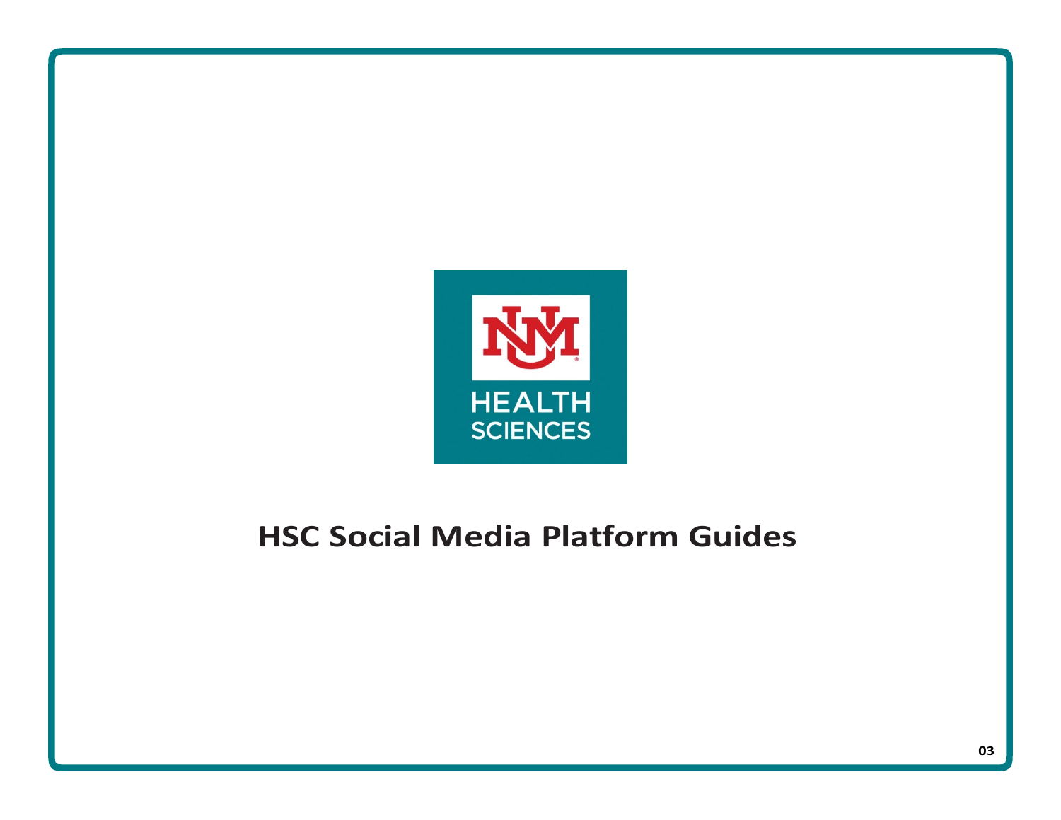HEALTH SCIENCES

# HSC Social Media Platform Guides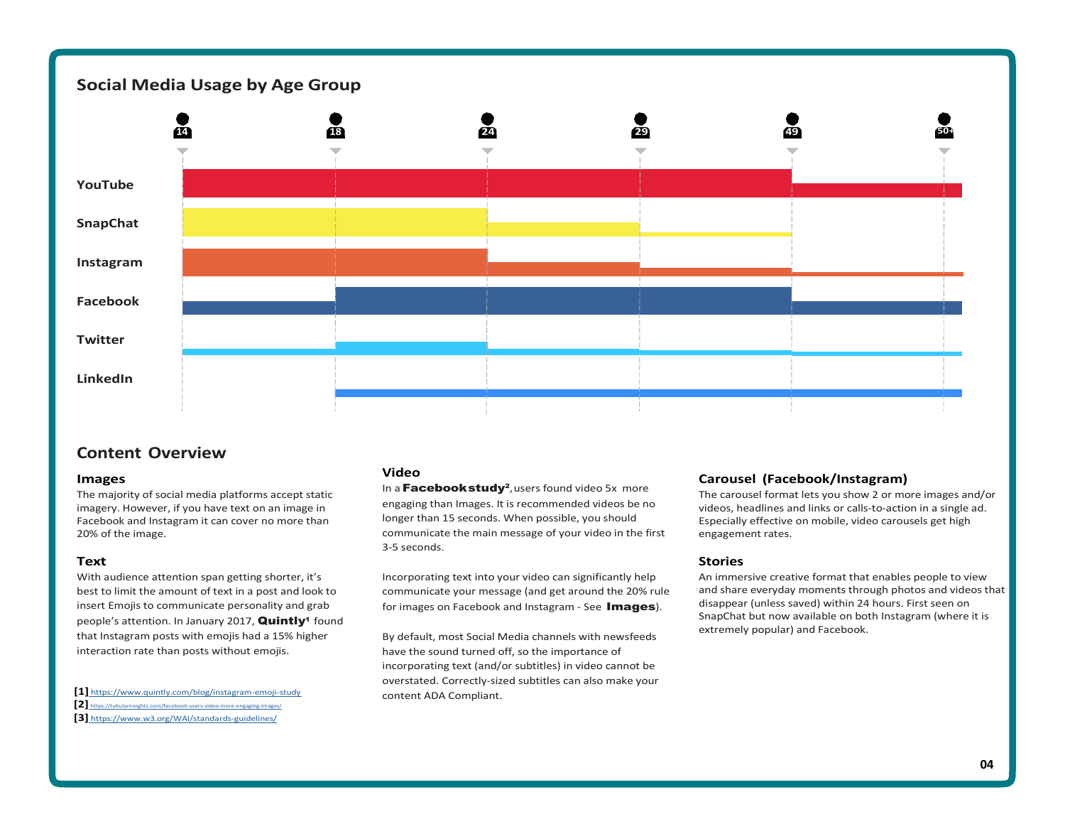## Social Media Usage by Age Group

| | 14 | 18 | 24 | 29 | 49 | 50+ |
|---|---|---|---|---|---|---|
| YouTube | | | | | | |
| SnapChat | | | | | | |
| Instagram | | | | | | |
| Facebook | | | | | | |
| Twitter | | | | | | |
| LinkedIn | | | | | | |

## Content Overview

### Images

The majority of social media platforms accept static imagery. However, if you have text on an image in Facebook and Instagram it can cover no more than 20% of the image.

### Text

With audience attention span getting shorter, it's best to limit the amount of text in a post and look to insert Emojis to communicate personality and grab people's attention. In January 2017, **Quintly**[1] found that Instagram posts with emojis had a 15% higher interaction rate than posts without emojis.

[1] https://www.quintly.com/blog/instagram-emoji-study
[2] https://tubularinsights.com/facebook-users-video-more-engaging-images/
[3] https://www.w3.org/WAI/standards-guidelines/

### Video

In a **Facebook study**[2], users found video 5x more engaging than Images. It is recommended videos be no longer than 15 seconds. When possible, you should communicate the main message of your video in the first 3-5 seconds.

Incorporating text into your video can significantly help communicate your message (and get around the 20% rule for images on Facebook and Instagram - See **Images**).

By default, most Social Media channels with newsfeeds have the sound turned off, so the importance of incorporating text (and/or subtitles) in video cannot be overstated. Correctly-sized subtitles can also make your content ADA Compliant.

### Carousel (Facebook/Instagram)

The carousel format lets you show 2 or more images and/or videos, headlines and links or calls-to-action in a single ad. Especially effective on mobile, video carousels get high engagement rates.

### Stories

An immersive creative format that enables people to view and share everyday moments through photos and videos that disappear (unless saved) within 24 hours. First seen on SnapChat but now available on both Instagram (where it is extremely popular) and Facebook.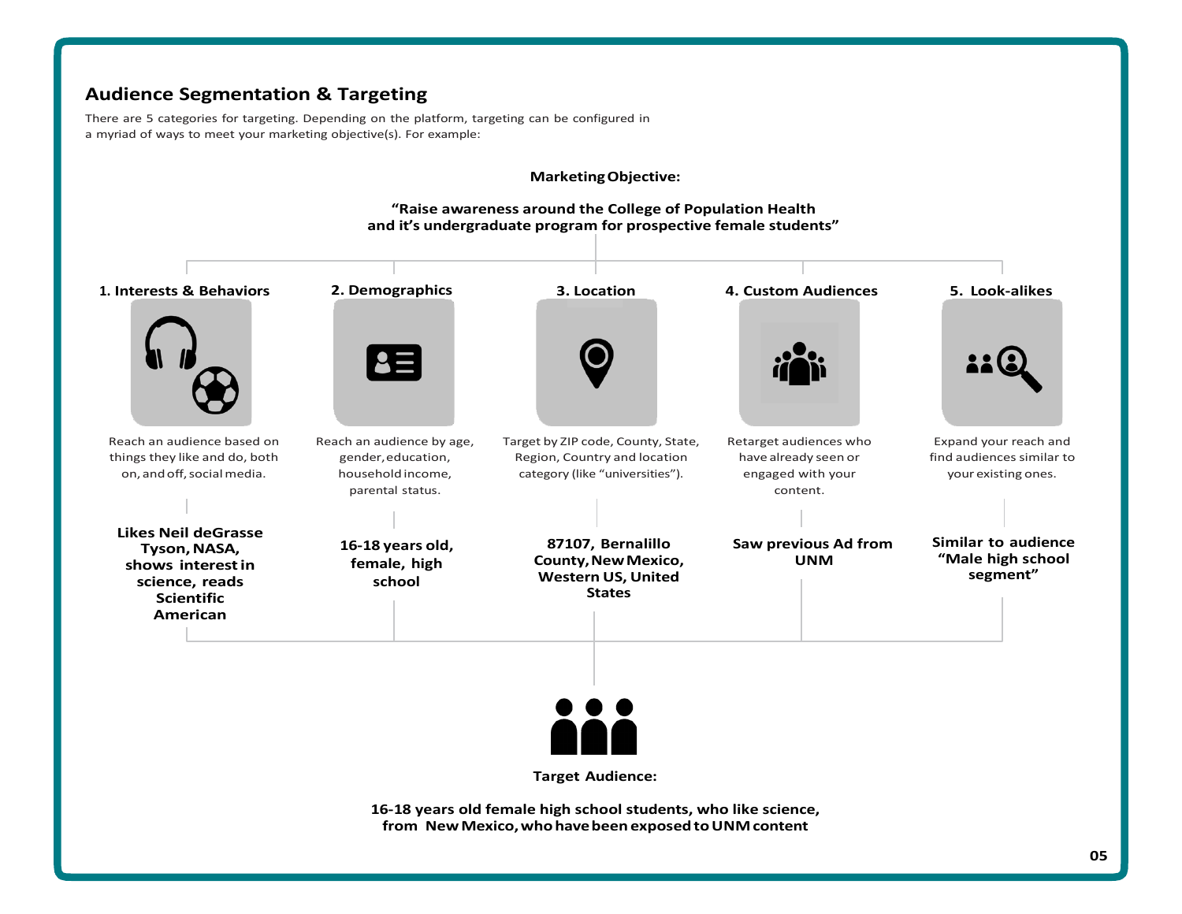## Audience Segmentation & Targeting

There are 5 categories for targeting. Depending on the platform, targeting can be configured in a myriad of ways to meet your marketing objective(s). For example:

**Marketing Objective:**

**"Raise awareness around the College of Population Health and it's undergraduate program for prospective female students"**

### 1. Interests & Behaviors

Reach an audience based on things they like and do, both on, and off, social media.

**Likes Neil deGrasse Tyson, NASA, shows interest in science, reads Scientific American**

### 2. Demographics

Reach an audience by age, gender, education, household income, parental status.

**16-18 years old, female, high school**

### 3. Location

Target by ZIP code, County, State, Region, Country and location category (like "universities").

**87107, Bernalillo County, New Mexico, Western US, United States**

### 4. Custom Audiences

Retarget audiences who have already seen or engaged with your content.

**Saw previous Ad from UNM**

### 5. Look-alikes

Expand your reach and find audiences similar to your existing ones.

**Similar to audience "Male high school segment"**

**Target Audience:**

**16-18 years old female high school students, who like science, from New Mexico, who have been exposed to UNM content**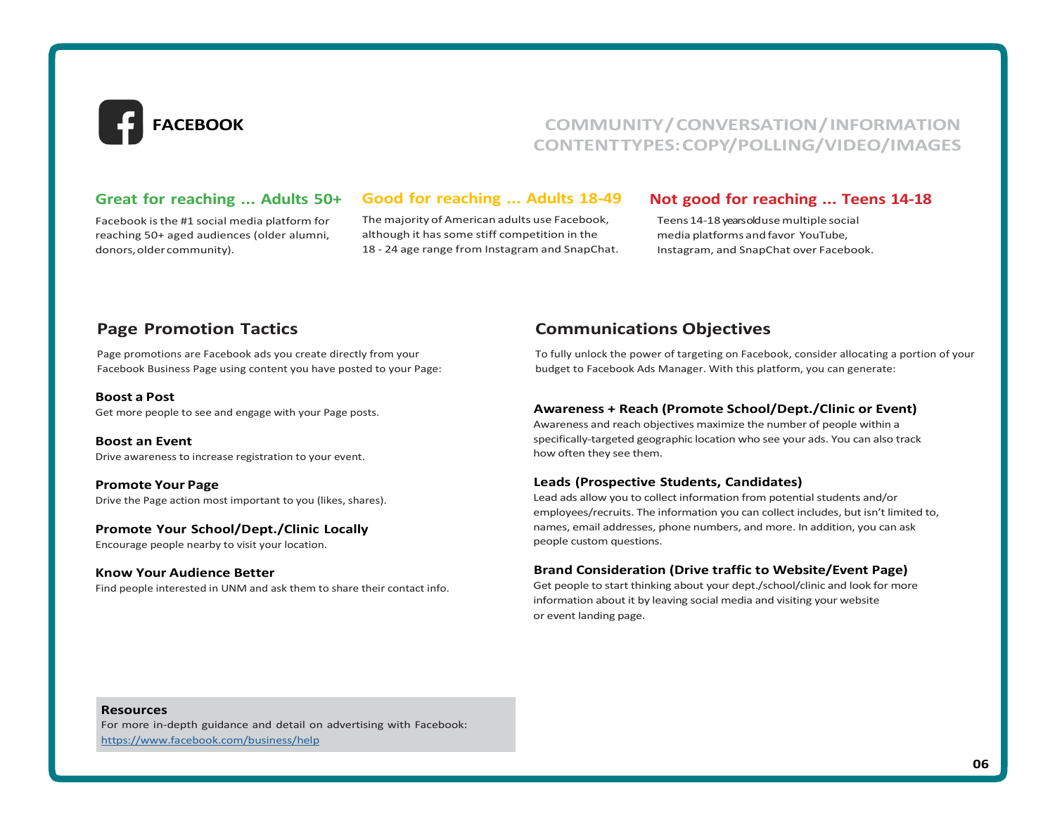# FACEBOOK

COMMUNITY / CONVERSATION / INFORMATION
CONTENT TYPES: COPY/POLLING/VIDEO/IMAGES

### Great for reaching ... Adults 50+

Facebook is the #1 social media platform for reaching 50+ aged audiences (older alumni, donors, older community).

### Good for reaching ... Adults 18-49

The majority of American adults use Facebook, although it has some stiff competition in the 18 - 24 age range from Instagram and SnapChat.

### Not good for reaching ... Teens 14-18

Teens 14-18 years old use multiple social media platforms and favor YouTube, Instagram, and SnapChat over Facebook.

## Page Promotion Tactics

Page promotions are Facebook ads you create directly from your Facebook Business Page using content you have posted to your Page:

**Boost a Post**
Get more people to see and engage with your Page posts.

**Boost an Event**
Drive awareness to increase registration to your event.

**Promote Your Page**
Drive the Page action most important to you (likes, shares).

**Promote Your School/Dept./Clinic Locally**
Encourage people nearby to visit your location.

**Know Your Audience Better**
Find people interested in UNM and ask them to share their contact info.

## Communications Objectives

To fully unlock the power of targeting on Facebook, consider allocating a portion of your budget to Facebook Ads Manager. With this platform, you can generate:

**Awareness + Reach (Promote School/Dept./Clinic or Event)**
Awareness and reach objectives maximize the number of people within a specifically-targeted geographic location who see your ads. You can also track how often they see them.

**Leads (Prospective Students, Candidates)**
Lead ads allow you to collect information from potential students and/or employees/recruits. The information you can collect includes, but isn't limited to, names, email addresses, phone numbers, and more. In addition, you can ask people custom questions.

**Brand Consideration (Drive traffic to Website/Event Page)**
Get people to start thinking about your dept./school/clinic and look for more information about it by leaving social media and visiting your website or event landing page.

**Resources**
For more in-depth guidance and detail on advertising with Facebook:
https://www.facebook.com/business/help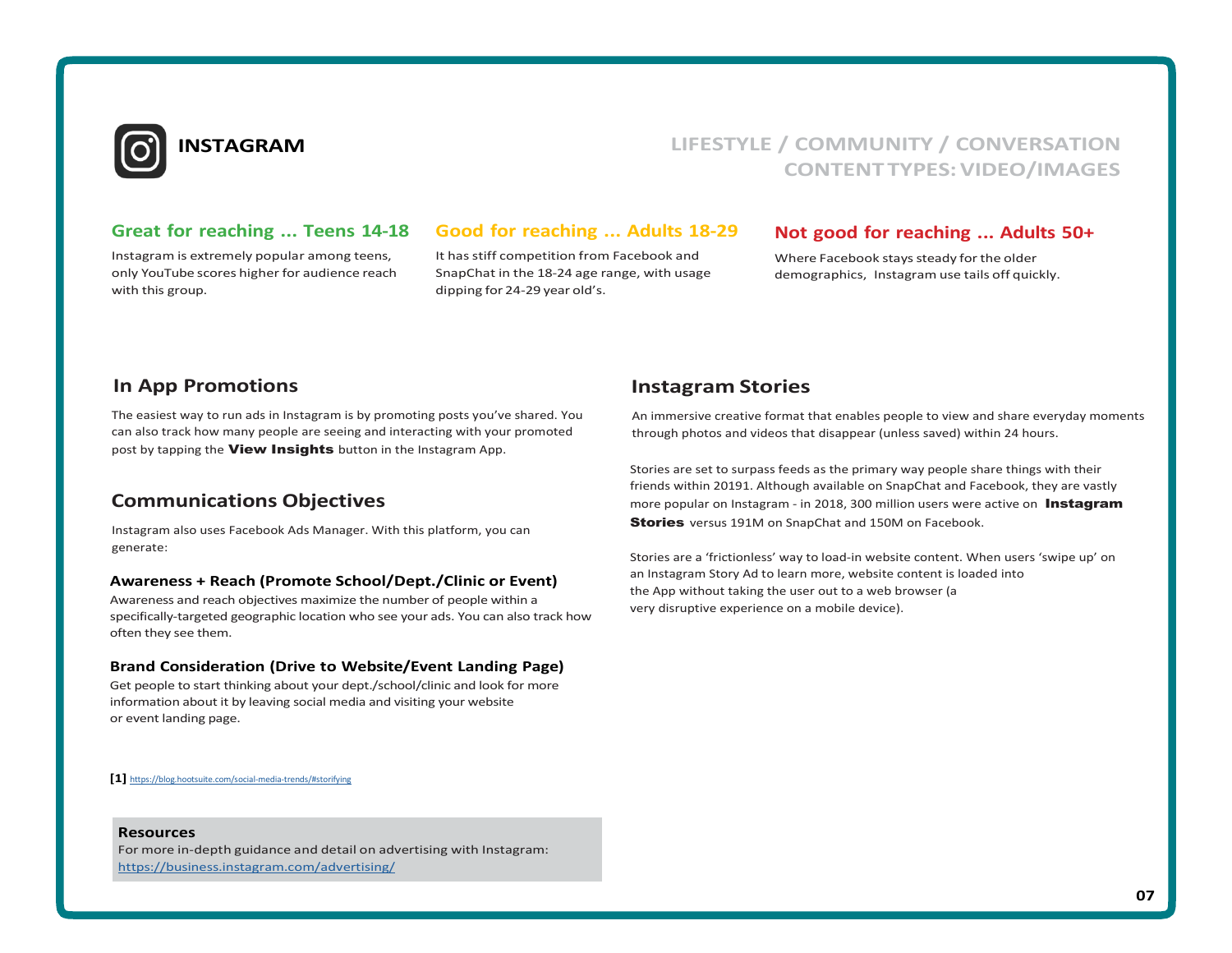# INSTAGRAM

**LIFESTYLE / COMMUNITY / CONVERSATION**
**CONTENT TYPES: VIDEO/IMAGES**

### Great for reaching ... Teens 14-18

Instagram is extremely popular among teens, only YouTube scores higher for audience reach with this group.

### Good for reaching ... Adults 18-29

It has stiff competition from Facebook and SnapChat in the 18-24 age range, with usage dipping for 24-29 year old's.

### Not good for reaching ... Adults 50+

Where Facebook stays steady for the older demographics, Instagram use tails off quickly.

## In App Promotions

The easiest way to run ads in Instagram is by promoting posts you've shared. You can also track how many people are seeing and interacting with your promoted post by tapping the **View Insights** button in the Instagram App.

## Communications Objectives

Instagram also uses Facebook Ads Manager. With this platform, you can generate:

### Awareness + Reach (Promote School/Dept./Clinic or Event)

Awareness and reach objectives maximize the number of people within a specifically-targeted geographic location who see your ads. You can also track how often they see them.

### Brand Consideration (Drive to Website/Event Landing Page)

Get people to start thinking about your dept./school/clinic and look for more information about it by leaving social media and visiting your website or event landing page.

## Instagram Stories

An immersive creative format that enables people to view and share everyday moments through photos and videos that disappear (unless saved) within 24 hours.

Stories are set to surpass feeds as the primary way people share things with their friends within 2019[1]. Although available on SnapChat and Facebook, they are vastly more popular on Instagram - in 2018, 300 million users were active on **Instagram Stories** versus 191M on SnapChat and 150M on Facebook.

Stories are a 'frictionless' way to load-in website content. When users 'swipe up' on an Instagram Story Ad to learn more, website content is loaded into the App without taking the user out to a web browser (a very disruptive experience on a mobile device).

**[1]** https://blog.hootsuite.com/social-media-trends/#storifying

**Resources**
For more in-depth guidance and detail on advertising with Instagram: https://business.instagram.com/advertising/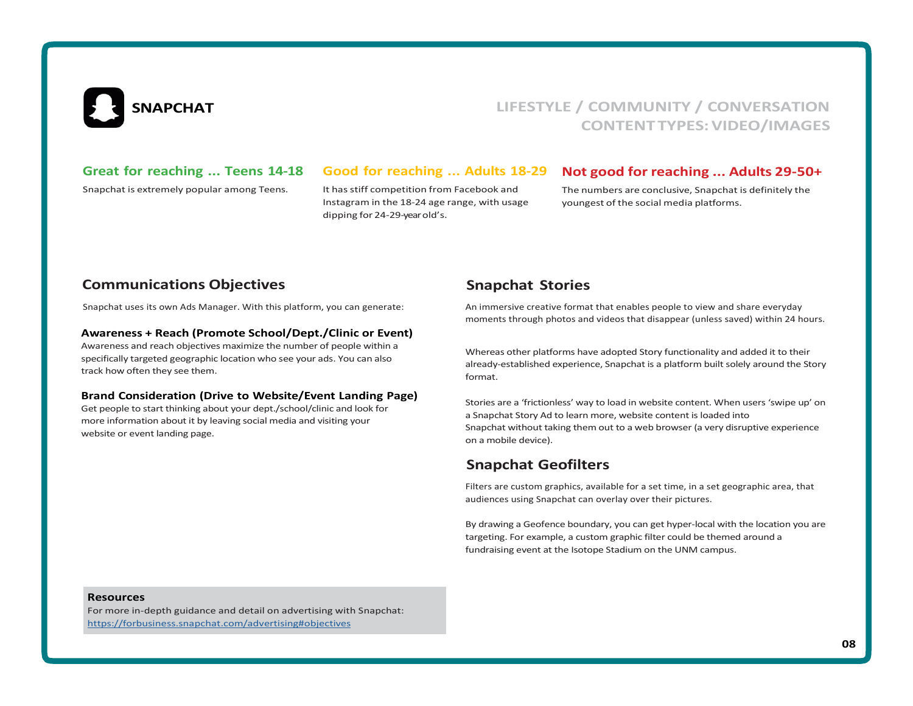# SNAPCHAT

**LIFESTYLE / COMMUNITY / CONVERSATION**
**CONTENT TYPES: VIDEO/IMAGES**

### Great for reaching ... Teens 14-18

Snapchat is extremely popular among Teens.

### Good for reaching ... Adults 18-29

It has stiff competition from Facebook and Instagram in the 18-24 age range, with usage dipping for 24-29-year old's.

### Not good for reaching ... Adults 29-50+

The numbers are conclusive, Snapchat is definitely the youngest of the social media platforms.

## Communications Objectives

Snapchat uses its own Ads Manager. With this platform, you can generate:

**Awareness + Reach (Promote School/Dept./Clinic or Event)**
Awareness and reach objectives maximize the number of people within a specifically targeted geographic location who see your ads. You can also track how often they see them.

**Brand Consideration (Drive to Website/Event Landing Page)**
Get people to start thinking about your dept./school/clinic and look for more information about it by leaving social media and visiting your website or event landing page.

## Snapchat Stories

An immersive creative format that enables people to view and share everyday moments through photos and videos that disappear (unless saved) within 24 hours.

Whereas other platforms have adopted Story functionality and added it to their already-established experience, Snapchat is a platform built solely around the Story format.

Stories are a 'frictionless' way to load in website content. When users 'swipe up' on a Snapchat Story Ad to learn more, website content is loaded into Snapchat without taking them out to a web browser (a very disruptive experience on a mobile device).

## Snapchat Geofilters

Filters are custom graphics, available for a set time, in a set geographic area, that audiences using Snapchat can overlay over their pictures.

By drawing a Geofence boundary, you can get hyper-local with the location you are targeting. For example, a custom graphic filter could be themed around a fundraising event at the Isotope Stadium on the UNM campus.

**Resources**
For more in-depth guidance and detail on advertising with Snapchat:
https://forbusiness.snapchat.com/advertising#objectives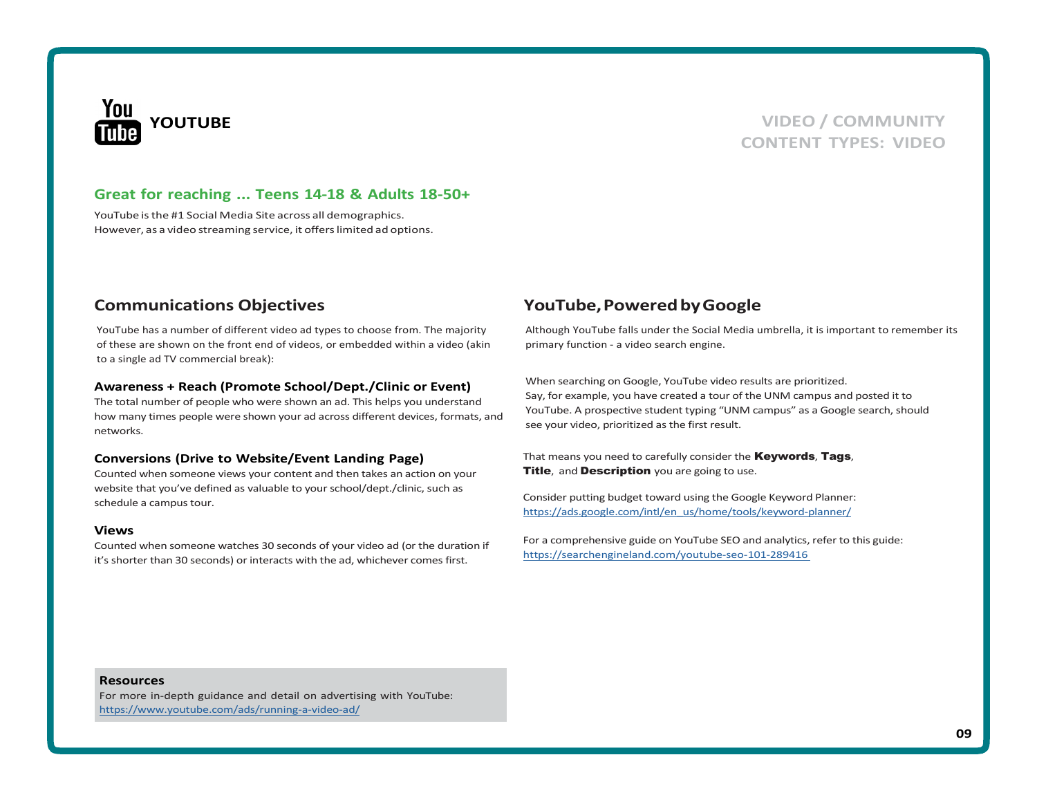# YOUTUBE

VIDEO / COMMUNITY
CONTENT TYPES: VIDEO

## Great for reaching ... Teens 14-18 & Adults 18-50+

YouTube is the #1 Social Media Site across all demographics.
However, as a video streaming service, it offers limited ad options.

## Communications Objectives

YouTube has a number of different video ad types to choose from. The majority of these are shown on the front end of videos, or embedded within a video (akin to a single ad TV commercial break):

### Awareness + Reach (Promote School/Dept./Clinic or Event)

The total number of people who were shown an ad. This helps you understand how many times people were shown your ad across different devices, formats, and networks.

### Conversions (Drive to Website/Event Landing Page)

Counted when someone views your content and then takes an action on your website that you've defined as valuable to your school/dept./clinic, such as schedule a campus tour.

### Views

Counted when someone watches 30 seconds of your video ad (or the duration if it's shorter than 30 seconds) or interacts with the ad, whichever comes first.

## YouTube, Powered by Google

Although YouTube falls under the Social Media umbrella, it is important to remember its primary function - a video search engine.

When searching on Google, YouTube video results are prioritized.
Say, for example, you have created a tour of the UNM campus and posted it to YouTube. A prospective student typing "UNM campus" as a Google search, should see your video, prioritized as the first result.

That means you need to carefully consider the **Keywords**, **Tags**, **Title**, and **Description** you are going to use.

Consider putting budget toward using the Google Keyword Planner:
https://ads.google.com/intl/en_us/home/tools/keyword-planner/

For a comprehensive guide on YouTube SEO and analytics, refer to this guide:
https://searchengineland.com/youtube-seo-101-289416

**Resources**
For more in-depth guidance and detail on advertising with YouTube:
https://www.youtube.com/ads/running-a-video-ad/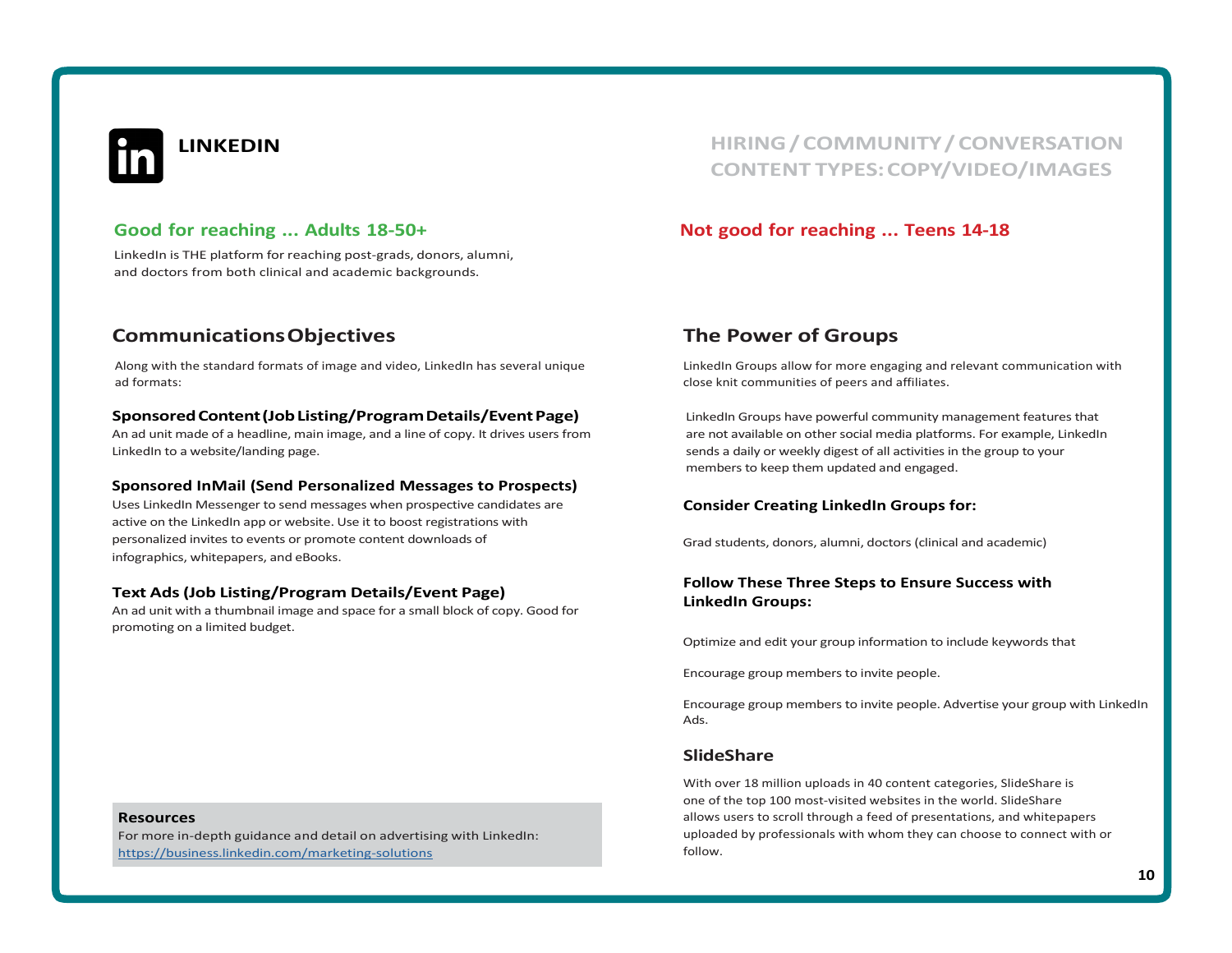# LINKEDIN

**HIRING / COMMUNITY / CONVERSATION**
**CONTENT TYPES: COPY/VIDEO/IMAGES**

### Good for reaching ... Adults 18-50+

LinkedIn is THE platform for reaching post-grads, donors, alumni, and doctors from both clinical and academic backgrounds.

### Not good for reaching ... Teens 14-18

## Communications Objectives

Along with the standard formats of image and video, LinkedIn has several unique ad formats:

**Sponsored Content (Job Listing/Program Details/Event Page)**
An ad unit made of a headline, main image, and a line of copy. It drives users from LinkedIn to a website/landing page.

**Sponsored InMail (Send Personalized Messages to Prospects)**
Uses LinkedIn Messenger to send messages when prospective candidates are active on the LinkedIn app or website. Use it to boost registrations with personalized invites to events or promote content downloads of infographics, whitepapers, and eBooks.

**Text Ads (Job Listing/Program Details/Event Page)**
An ad unit with a thumbnail image and space for a small block of copy. Good for promoting on a limited budget.

**Resources**
For more in-depth guidance and detail on advertising with LinkedIn: https://business.linkedin.com/marketing-solutions

## The Power of Groups

LinkedIn Groups allow for more engaging and relevant communication with close knit communities of peers and affiliates.

LinkedIn Groups have powerful community management features that are not available on other social media platforms. For example, LinkedIn sends a daily or weekly digest of all activities in the group to your members to keep them updated and engaged.

**Consider Creating LinkedIn Groups for:**

Grad students, donors, alumni, doctors (clinical and academic)

**Follow These Three Steps to Ensure Success with LinkedIn Groups:**

Optimize and edit your group information to include keywords that

Encourage group members to invite people.

Encourage group members to invite people. Advertise your group with LinkedIn Ads.

## SlideShare

With over 18 million uploads in 40 content categories, SlideShare is one of the top 100 most-visited websites in the world. SlideShare allows users to scroll through a feed of presentations, and whitepapers uploaded by professionals with whom they can choose to connect with or follow.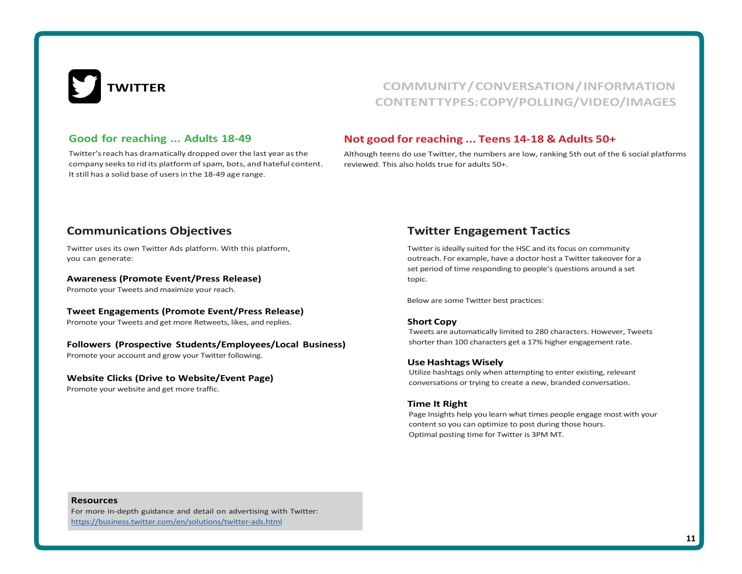# TWITTER

**COMMUNITY / CONVERSATION / INFORMATION**
**CONTENT TYPES: COPY/POLLING/VIDEO/IMAGES**

### Good for reaching ... Adults 18-49

Twitter's reach has dramatically dropped over the last year as the company seeks to rid its platform of spam, bots, and hateful content. It still has a solid base of users in the 18-49 age range.

### Not good for reaching ... Teens 14-18 & Adults 50+

Although teens do use Twitter, the numbers are low, ranking 5th out of the 6 social platforms reviewed. This also holds true for adults 50+.

## Communications Objectives

Twitter uses its own Twitter Ads platform. With this platform, you can generate:

**Awareness (Promote Event/Press Release)**
Promote your Tweets and maximize your reach.

**Tweet Engagements (Promote Event/Press Release)**
Promote your Tweets and get more Retweets, likes, and replies.

**Followers (Prospective Students/Employees/Local Business)**
Promote your account and grow your Twitter following.

**Website Clicks (Drive to Website/Event Page)**
Promote your website and get more traffic.

## Twitter Engagement Tactics

Twitter is ideally suited for the HSC and its focus on community outreach. For example, have a doctor host a Twitter takeover for a set period of time responding to people's questions around a set topic.

Below are some Twitter best practices:

**Short Copy**
Tweets are automatically limited to 280 characters. However, Tweets shorter than 100 characters get a 17% higher engagement rate.

**Use Hashtags Wisely**
Utilize hashtags only when attempting to enter existing, relevant conversations or trying to create a new, branded conversation.

**Time It Right**
Page Insights help you learn what times people engage most with your content so you can optimize to post during those hours.
Optimal posting time for Twitter is 3PM MT.

**Resources**
For more in-depth guidance and detail on advertising with Twitter:
https://business.twitter.com/en/solutions/twitter-ads.html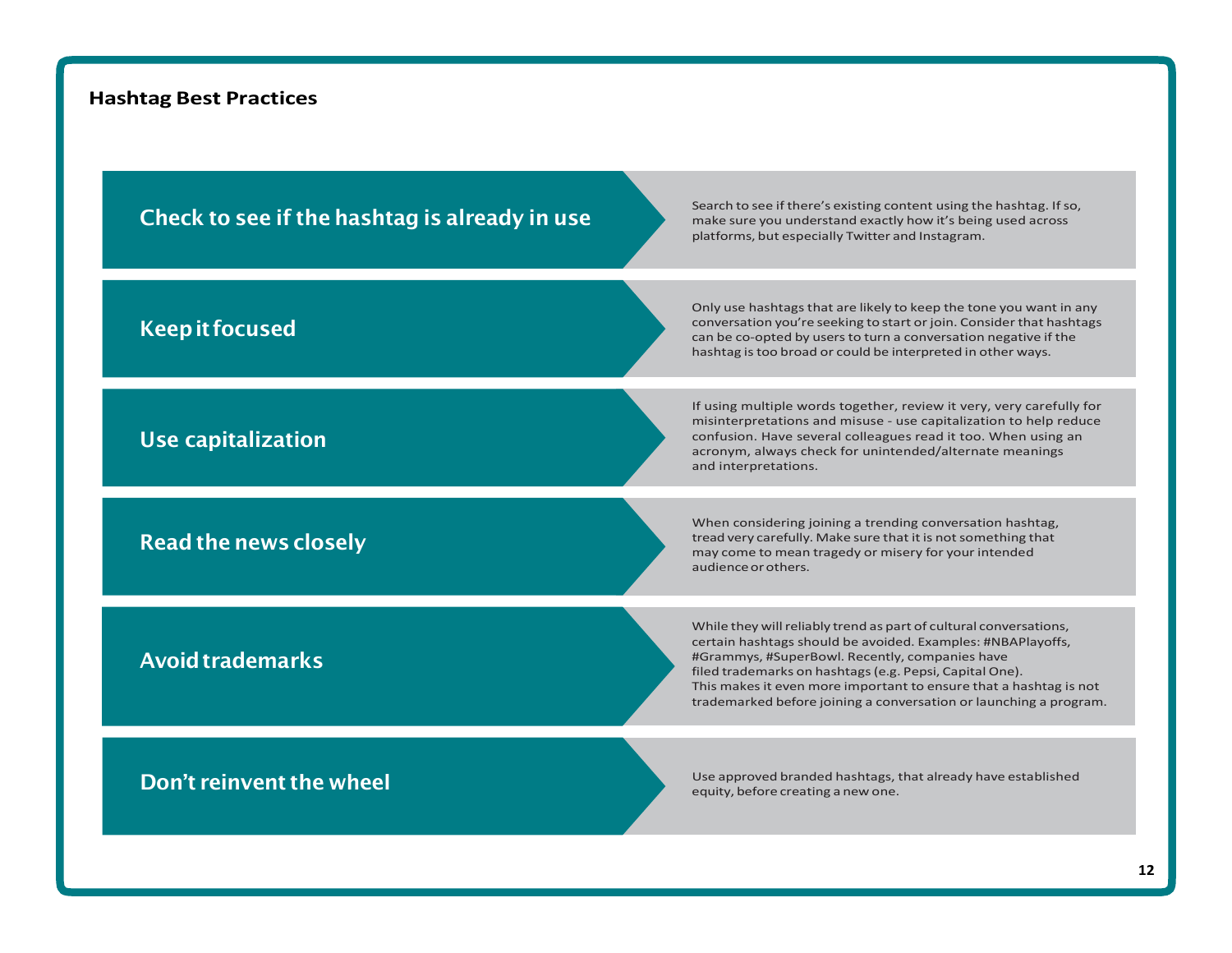## Hashtag Best Practices

### Check to see if the hashtag is already in use

Search to see if there's existing content using the hashtag. If so, make sure you understand exactly how it's being used across platforms, but especially Twitter and Instagram.

### Keep it focused

Only use hashtags that are likely to keep the tone you want in any conversation you're seeking to start or join. Consider that hashtags can be co-opted by users to turn a conversation negative if the hashtag is too broad or could be interpreted in other ways.

### Use capitalization

If using multiple words together, review it very, very carefully for misinterpretations and misuse - use capitalization to help reduce confusion. Have several colleagues read it too. When using an acronym, always check for unintended/alternate meanings and interpretations.

### Read the news closely

When considering joining a trending conversation hashtag, tread very carefully. Make sure that it is not something that may come to mean tragedy or misery for your intended audience or others.

### Avoid trademarks

While they will reliably trend as part of cultural conversations, certain hashtags should be avoided. Examples: #NBAPlayoffs, #Grammys, #SuperBowl. Recently, companies have filed trademarks on hashtags (e.g. Pepsi, Capital One). This makes it even more important to ensure that a hashtag is not trademarked before joining a conversation or launching a program.

### Don't reinvent the wheel

Use approved branded hashtags, that already have established equity, before creating a new one.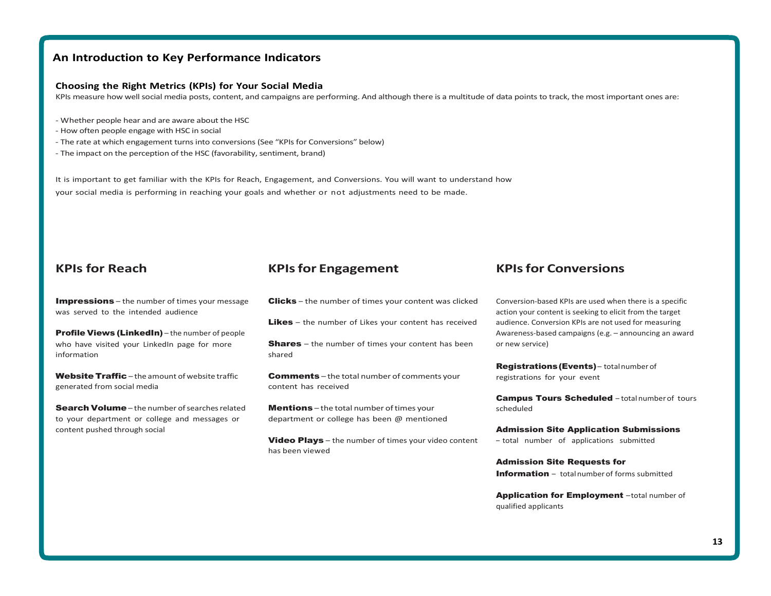## An Introduction to Key Performance Indicators

### Choosing the Right Metrics (KPIs) for Your Social Media

KPIs measure how well social media posts, content, and campaigns are performing. And although there is a multitude of data points to track, the most important ones are:

- Whether people hear and are aware about the HSC
- How often people engage with HSC in social
- The rate at which engagement turns into conversions (See "KPIs for Conversions" below)
- The impact on the perception of the HSC (favorability, sentiment, brand)

It is important to get familiar with the KPIs for Reach, Engagement, and Conversions. You will want to understand how your social media is performing in reaching your goals and whether or not adjustments need to be made.

### KPIs for Reach

**Impressions** – the number of times your message was served to the intended audience

**Profile Views (LinkedIn)** – the number of people who have visited your LinkedIn page for more information

**Website Traffic** – the amount of website traffic generated from social media

**Search Volume** – the number of searches related to your department or college and messages or content pushed through social

### KPIs for Engagement

**Clicks** – the number of times your content was clicked

**Likes** – the number of Likes your content has received

**Shares** – the number of times your content has been shared

**Comments** – the total number of comments your content has received

**Mentions** – the total number of times your department or college has been @ mentioned

**Video Plays** – the number of times your video content has been viewed

### KPIs for Conversions

Conversion-based KPIs are used when there is a specific action your content is seeking to elicit from the target audience. Conversion KPIs are not used for measuring Awareness-based campaigns (e.g. – announcing an award or new service)

**Registrations (Events)** – total number of registrations for your event

**Campus Tours Scheduled** – total number of tours scheduled

**Admission Site Application Submissions** – total number of applications submitted

**Admission Site Requests for Information** – total number of forms submitted

**Application for Employment** – total number of qualified applicants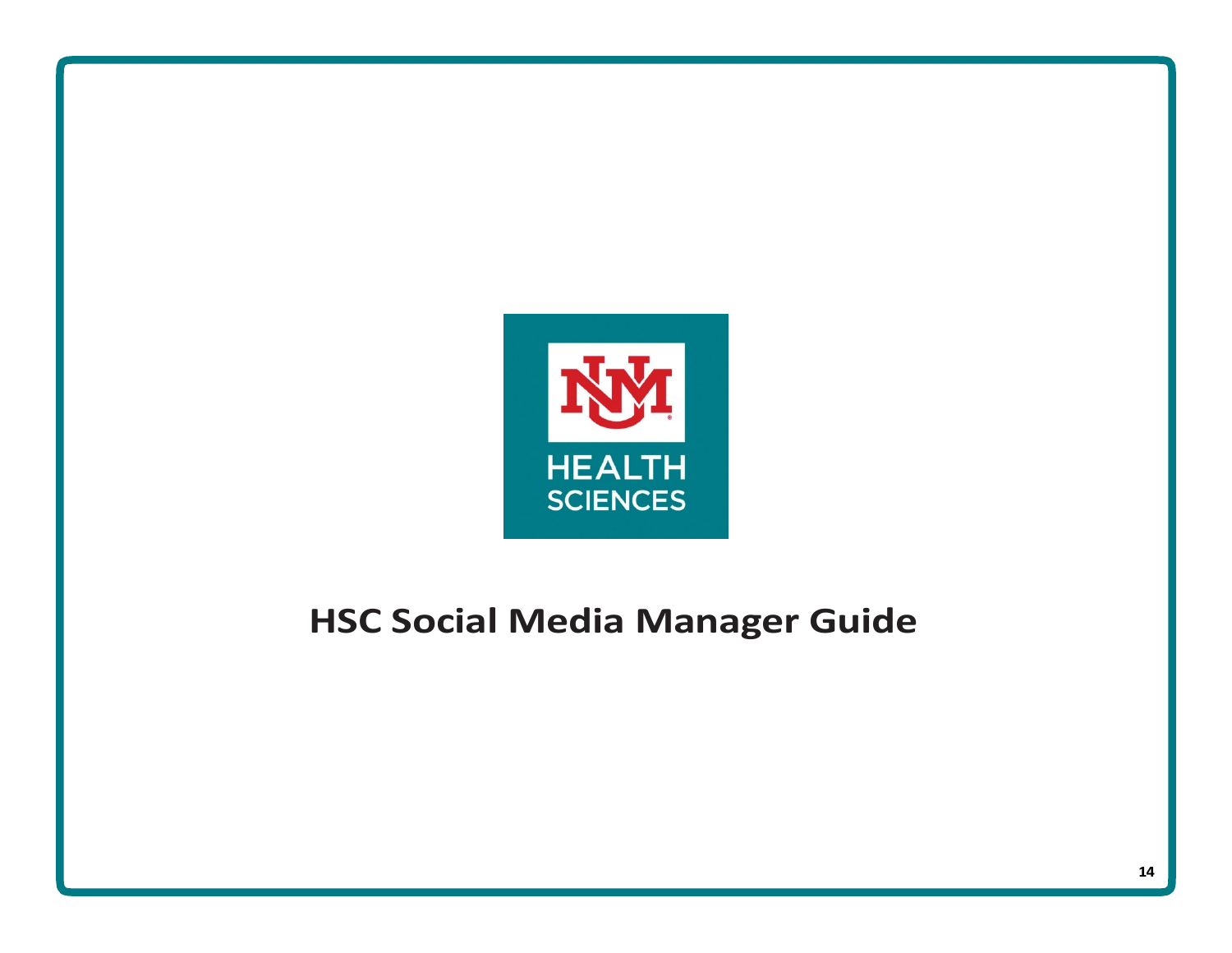# HSC Social Media Manager Guide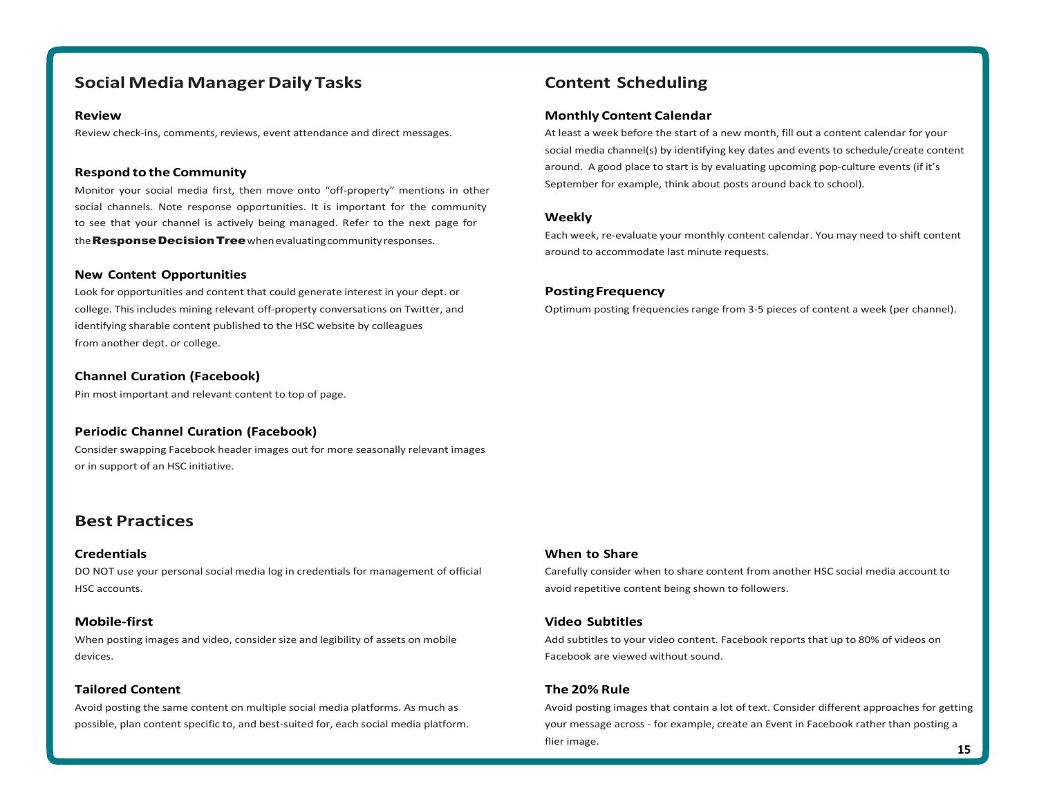## Social Media Manager Daily Tasks

### Review

Review check-ins, comments, reviews, event attendance and direct messages.

### Respond to the Community

Monitor your social media first, then move onto "off-property" mentions in other social channels. Note response opportunities. It is important for the community to see that your channel is actively being managed. Refer to the next page for the **Response Decision Tree** when evaluating community responses.

### New Content Opportunities

Look for opportunities and content that could generate interest in your dept. or college. This includes mining relevant off-property conversations on Twitter, and identifying sharable content published to the HSC website by colleagues from another dept. or college.

### Channel Curation (Facebook)

Pin most important and relevant content to top of page.

### Periodic Channel Curation (Facebook)

Consider swapping Facebook header images out for more seasonally relevant images or in support of an HSC initiative.

## Content Scheduling

### Monthly Content Calendar

At least a week before the start of a new month, fill out a content calendar for your social media channel(s) by identifying key dates and events to schedule/create content around. A good place to start is by evaluating upcoming pop-culture events (if it's September for example, think about posts around back to school).

### Weekly

Each week, re-evaluate your monthly content calendar. You may need to shift content around to accommodate last minute requests.

### Posting Frequency

Optimum posting frequencies range from 3-5 pieces of content a week (per channel).

## Best Practices

### Credentials

DO NOT use your personal social media log in credentials for management of official HSC accounts.

### Mobile-first

When posting images and video, consider size and legibility of assets on mobile devices.

### Tailored Content

Avoid posting the same content on multiple social media platforms. As much as possible, plan content specific to, and best-suited for, each social media platform.

### When to Share

Carefully consider when to share content from another HSC social media account to avoid repetitive content being shown to followers.

### Video Subtitles

Add subtitles to your video content. Facebook reports that up to 80% of videos on Facebook are viewed without sound.

### The 20% Rule

Avoid posting images that contain a lot of text. Consider different approaches for getting your message across - for example, create an Event in Facebook rather than posting a flier image.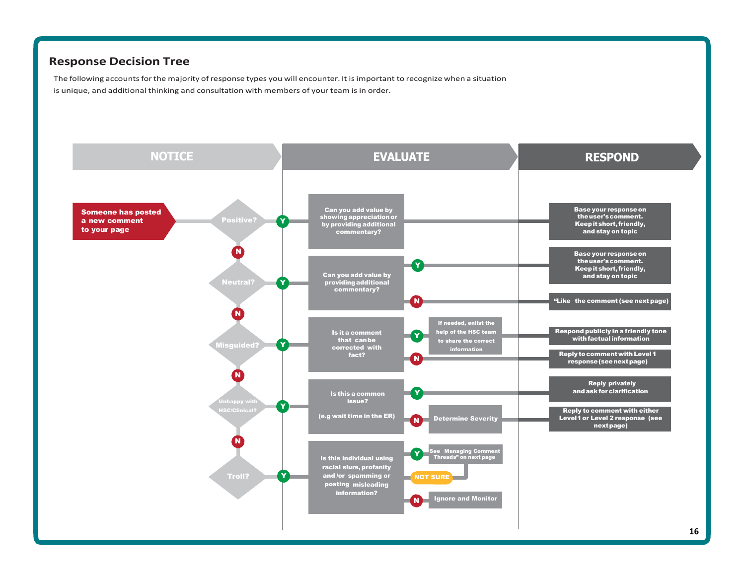## Response Decision Tree

The following accounts for the majority of response types you will encounter. It is important to recognize when a situation is unique, and additional thinking and consultation with members of your team is in order.

**NOTICE** → **EVALUATE** → **RESPOND**

**Someone has posted a new comment to your page**

- **Positive?**
  - **Y** → Can you add value by showing appreciation or by providing additional commentary? → Base your response on the user's comment. Keep it short, friendly, and stay on topic
  - **N** → Neutral?
- **Neutral?**
  - **Y** → Can you add value by providing additional commentary?
    - **Y** → Base your response on the user's comment. Keep it short, friendly, and stay on topic
    - **N** → "Like the comment (see next page)
  - **N** → Misguided?
- **Misguided?**
  - **Y** → Is it a comment that can be corrected with fact?
    - **Y** → If needed, enlist the help of the HSC team to share the correct information → Respond publicly in a friendly tone with factual information
    - **N** → Reply to comment with Level 1 response (see next page)
  - **N** → Unhappy with HSC/Clinical?
- **Unhappy with HSC/Clinical?**
  - **Y** → Is this a common issue? (e.g wait time in the ER)
    - **Y** → Reply privately and ask for clarification
    - **N** → Determine Severity → Reply to comment with either Level 1 or Level 2 response (see next page)
  - **N** → Troll?
- **Troll?**
  - **Y** → Is this individual using racial slurs, profanity and /or spamming or posting misleading information?
    - **Y** → See "Managing Comment Threads" on next page
    - **NOT SURE** → See "Managing Comment Threads" on next page
    - **N** → Ignore and Monitor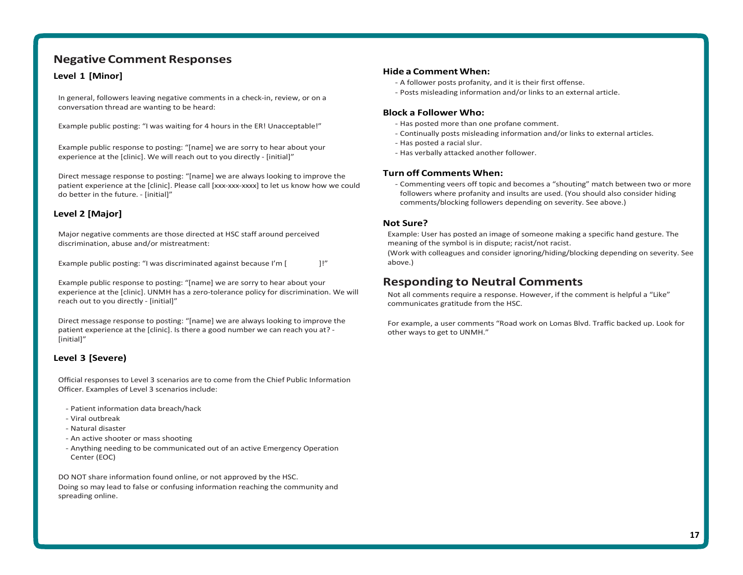## Negative Comment Responses

### Level 1 [Minor]

In general, followers leaving negative comments in a check-in, review, or on a conversation thread are wanting to be heard:

Example public posting: "I was waiting for 4 hours in the ER! Unacceptable!"

Example public response to posting: "[name] we are sorry to hear about your experience at the [clinic]. We will reach out to you directly - [initial]"

Direct message response to posting: "[name] we are always looking to improve the patient experience at the [clinic]. Please call [xxx-xxx-xxxx] to let us know how we could do better in the future. - [initial]"

### Level 2 [Major]

Major negative comments are those directed at HSC staff around perceived discrimination, abuse and/or mistreatment:

Example public posting: "I was discriminated against because I'm [ ]!"

Example public response to posting: "[name] we are sorry to hear about your experience at the [clinic]. UNMH has a zero-tolerance policy for discrimination. We will reach out to you directly - [initial]"

Direct message response to posting: "[name] we are always looking to improve the patient experience at the [clinic]. Is there a good number we can reach you at? - [initial]"

### Level 3 [Severe)

Official responses to Level 3 scenarios are to come from the Chief Public Information Officer. Examples of Level 3 scenarios include:

- Patient information data breach/hack
- Viral outbreak
- Natural disaster
- An active shooter or mass shooting
- Anything needing to be communicated out of an active Emergency Operation Center (EOC)

DO NOT share information found online, or not approved by the HSC.
Doing so may lead to false or confusing information reaching the community and spreading online.

### Hide a Comment When:

- A follower posts profanity, and it is their first offense.
- Posts misleading information and/or links to an external article.

### Block a Follower Who:

- Has posted more than one profane comment.
- Continually posts misleading information and/or links to external articles.
- Has posted a racial slur.
- Has verbally attacked another follower.

### Turn off Comments When:

- Commenting veers off topic and becomes a "shouting" match between two or more followers where profanity and insults are used. (You should also consider hiding comments/blocking followers depending on severity. See above.)

### Not Sure?

Example: User has posted an image of someone making a specific hand gesture. The meaning of the symbol is in dispute; racist/not racist.
(Work with colleagues and consider ignoring/hiding/blocking depending on severity. See above.)

## Responding to Neutral Comments

Not all comments require a response. However, if the comment is helpful a "Like" communicates gratitude from the HSC.

For example, a user comments "Road work on Lomas Blvd. Traffic backed up. Look for other ways to get to UNMH."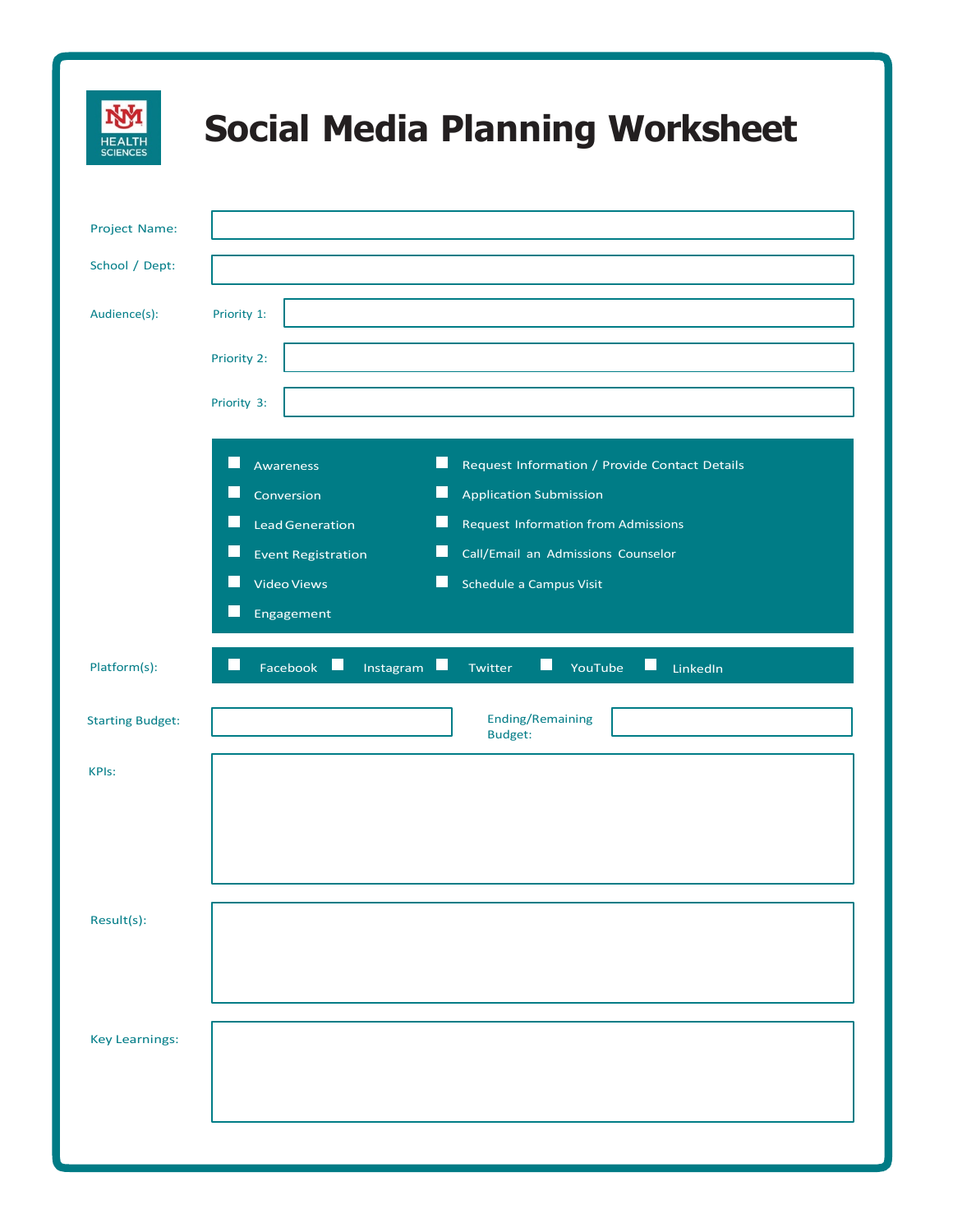# Social Media Planning Worksheet

UNM HEALTH SCIENCES

**Project Name:** 

**School / Dept:** 

**Audience(s):**

- Priority 1: 
- Priority 2: 
- Priority 3: 

- ☐ Awareness
- ☐ Conversion
- ☐ Lead Generation
- ☐ Event Registration
- ☐ Video Views
- ☐ Engagement
- ☐ Request Information / Provide Contact Details
- ☐ Application Submission
- ☐ Request Information from Admissions
- ☐ Call/Email an Admissions Counselor
- ☐ Schedule a Campus Visit

**Platform(s):** ☐ Facebook ☐ Instagram ☐ Twitter ☐ YouTube ☐ LinkedIn

**Starting Budget:** 

**Ending/Remaining Budget:** 

**KPIs:**

**Result(s):**

**Key Learnings:**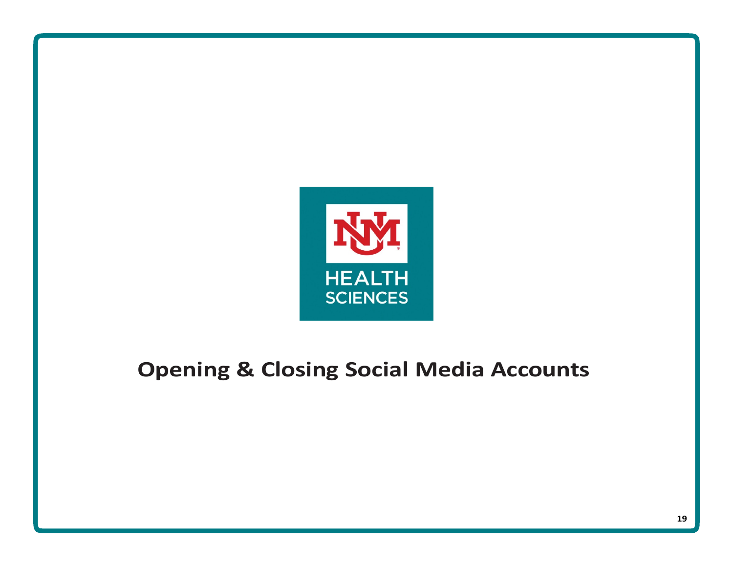# Opening & Closing Social Media Accounts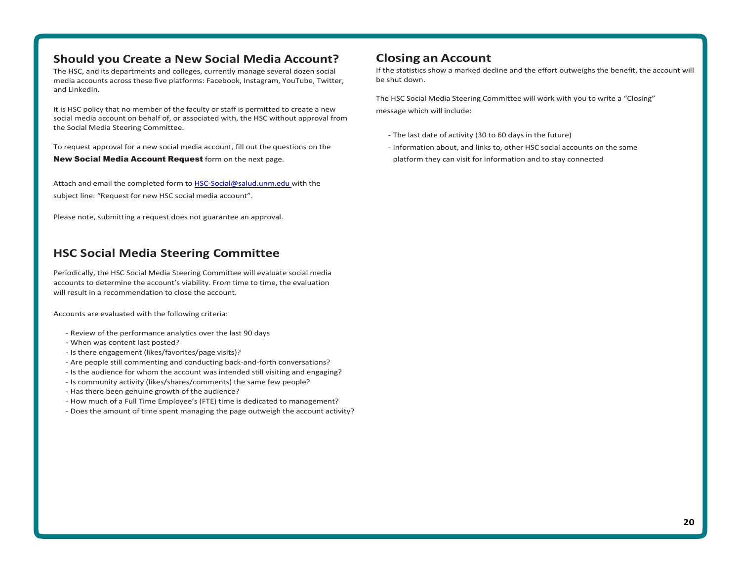## Should you Create a New Social Media Account?

The HSC, and its departments and colleges, currently manage several dozen social media accounts across these five platforms: Facebook, Instagram, YouTube, Twitter, and LinkedIn.

It is HSC policy that no member of the faculty or staff is permitted to create a new social media account on behalf of, or associated with, the HSC without approval from the Social Media Steering Committee.

To request approval for a new social media account, fill out the questions on the **New Social Media Account Request** form on the next page.

Attach and email the completed form to [HSC-Social@salud.unm.edu](mailto:HSC-Social@salud.unm.edu) with the subject line: "Request for new HSC social media account".

Please note, submitting a request does not guarantee an approval.

## HSC Social Media Steering Committee

Periodically, the HSC Social Media Steering Committee will evaluate social media accounts to determine the account's viability. From time to time, the evaluation will result in a recommendation to close the account.

Accounts are evaluated with the following criteria:

- Review of the performance analytics over the last 90 days
- When was content last posted?
- Is there engagement (likes/favorites/page visits)?
- Are people still commenting and conducting back-and-forth conversations?
- Is the audience for whom the account was intended still visiting and engaging?
- Is community activity (likes/shares/comments) the same few people?
- Has there been genuine growth of the audience?
- How much of a Full Time Employee's (FTE) time is dedicated to management?
- Does the amount of time spent managing the page outweigh the account activity?

## Closing an Account

If the statistics show a marked decline and the effort outweighs the benefit, the account will be shut down.

The HSC Social Media Steering Committee will work with you to write a "Closing" message which will include:

- The last date of activity (30 to 60 days in the future)
- Information about, and links to, other HSC social accounts on the same platform they can visit for information and to stay connected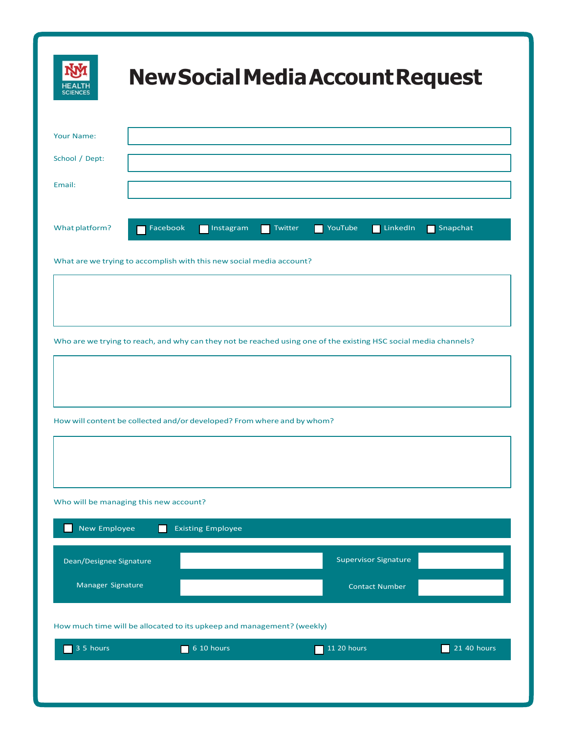UNM HEALTH SCIENCES

# New Social Media Account Request

Your Name:

School / Dept:

Email:

What platform? ☐ Facebook ☐ Instagram ☐ Twitter ☐ YouTube ☐ LinkedIn ☐ Snapchat

What are we trying to accomplish with this new social media account?

Who are we trying to reach, and why can they not be reached using one of the existing HSC social media channels?

How will content be collected and/or developed? From where and by whom?

Who will be managing this new account?

☐ New Employee ☐ Existing Employee

| | | | |
|---|---|---|---|
| Dean/Designee Signature | | Supervisor Signature | |
| Manager Signature | | Contact Number | |

How much time will be allocated to its upkeep and management? (weekly)

☐ 3 5 hours ☐ 6 10 hours ☐ 11 20 hours ☐ 21 40 hours